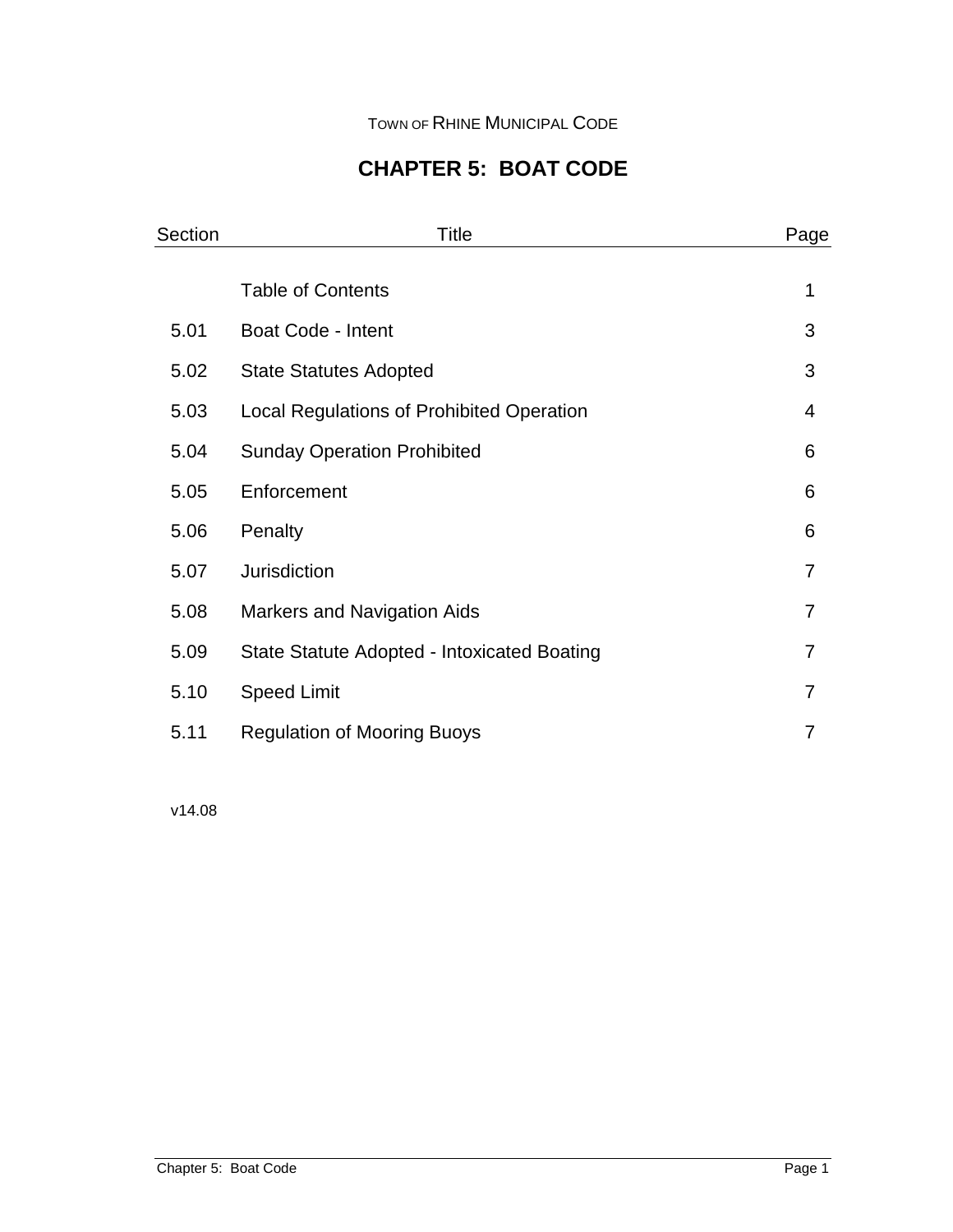TOWN OF RHINE MUNICIPAL CODE

# CHAPTER 5: BOAT CODE

| Section | Title | Page |
|---|---|---|
| | Table of Contents | 1 |
| 5.01 | Boat Code - Intent | 3 |
| 5.02 | State Statutes Adopted | 3 |
| 5.03 | Local Regulations of Prohibited Operation | 4 |
| 5.04 | Sunday Operation Prohibited | 6 |
| 5.05 | Enforcement | 6 |
| 5.06 | Penalty | 6 |
| 5.07 | Jurisdiction | 7 |
| 5.08 | Markers and Navigation Aids | 7 |
| 5.09 | State Statute Adopted - Intoxicated Boating | 7 |
| 5.10 | Speed Limit | 7 |
| 5.11 | Regulation of Mooring Buoys | 7 |

v14.08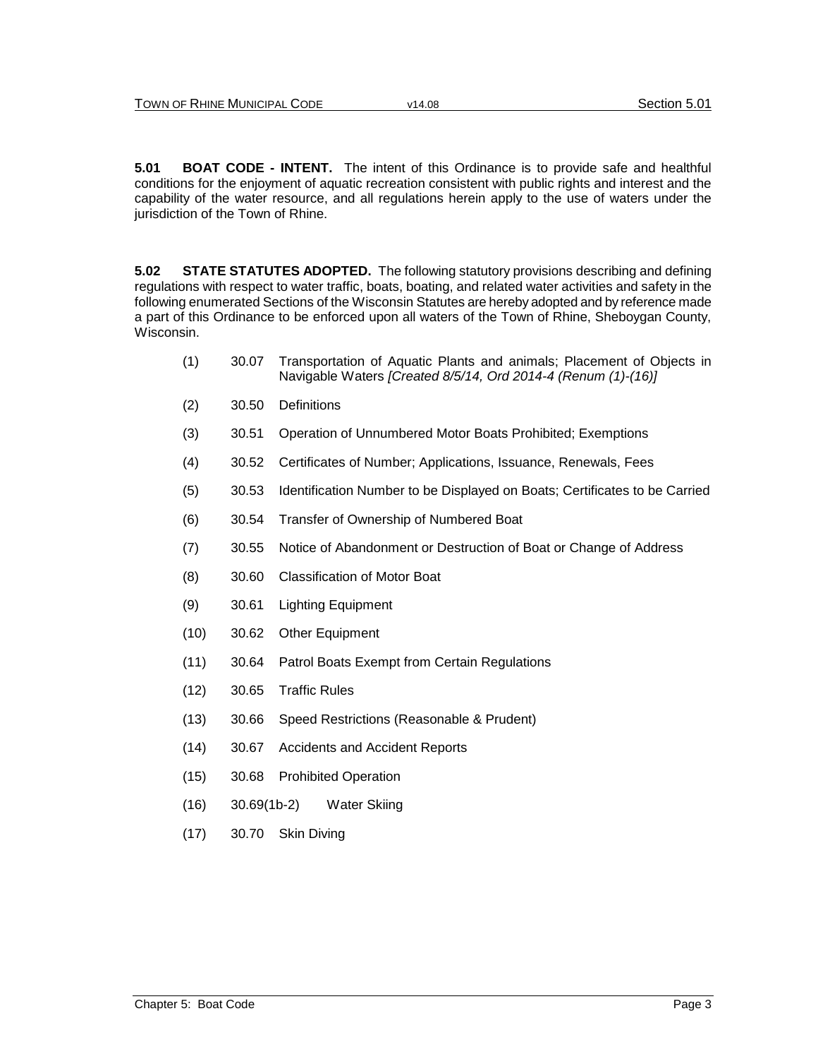**5.01 BOAT CODE - INTENT.** The intent of this Ordinance is to provide safe and healthful conditions for the enjoyment of aquatic recreation consistent with public rights and interest and the capability of the water resource, and all regulations herein apply to the use of waters under the jurisdiction of the Town of Rhine.

**5.02 STATE STATUTES ADOPTED.** The following statutory provisions describing and defining regulations with respect to water traffic, boats, boating, and related water activities and safety in the following enumerated Sections of the Wisconsin Statutes are hereby adopted and by reference made a part of this Ordinance to be enforced upon all waters of the Town of Rhine, Sheboygan County, Wisconsin.

(1) 30.07 Transportation of Aquatic Plants and animals; Placement of Objects in Navigable Waters *[Created 8/5/14, Ord 2014-4 (Renum (1)-(16)]*

(2) 30.50 Definitions

(3) 30.51 Operation of Unnumbered Motor Boats Prohibited; Exemptions

(4) 30.52 Certificates of Number; Applications, Issuance, Renewals, Fees

(5) 30.53 Identification Number to be Displayed on Boats; Certificates to be Carried

(6) 30.54 Transfer of Ownership of Numbered Boat

(7) 30.55 Notice of Abandonment or Destruction of Boat or Change of Address

(8) 30.60 Classification of Motor Boat

(9) 30.61 Lighting Equipment

(10) 30.62 Other Equipment

(11) 30.64 Patrol Boats Exempt from Certain Regulations

(12) 30.65 Traffic Rules

(13) 30.66 Speed Restrictions (Reasonable & Prudent)

(14) 30.67 Accidents and Accident Reports

(15) 30.68 Prohibited Operation

(16) 30.69(1b-2) Water Skiing

(17) 30.70 Skin Diving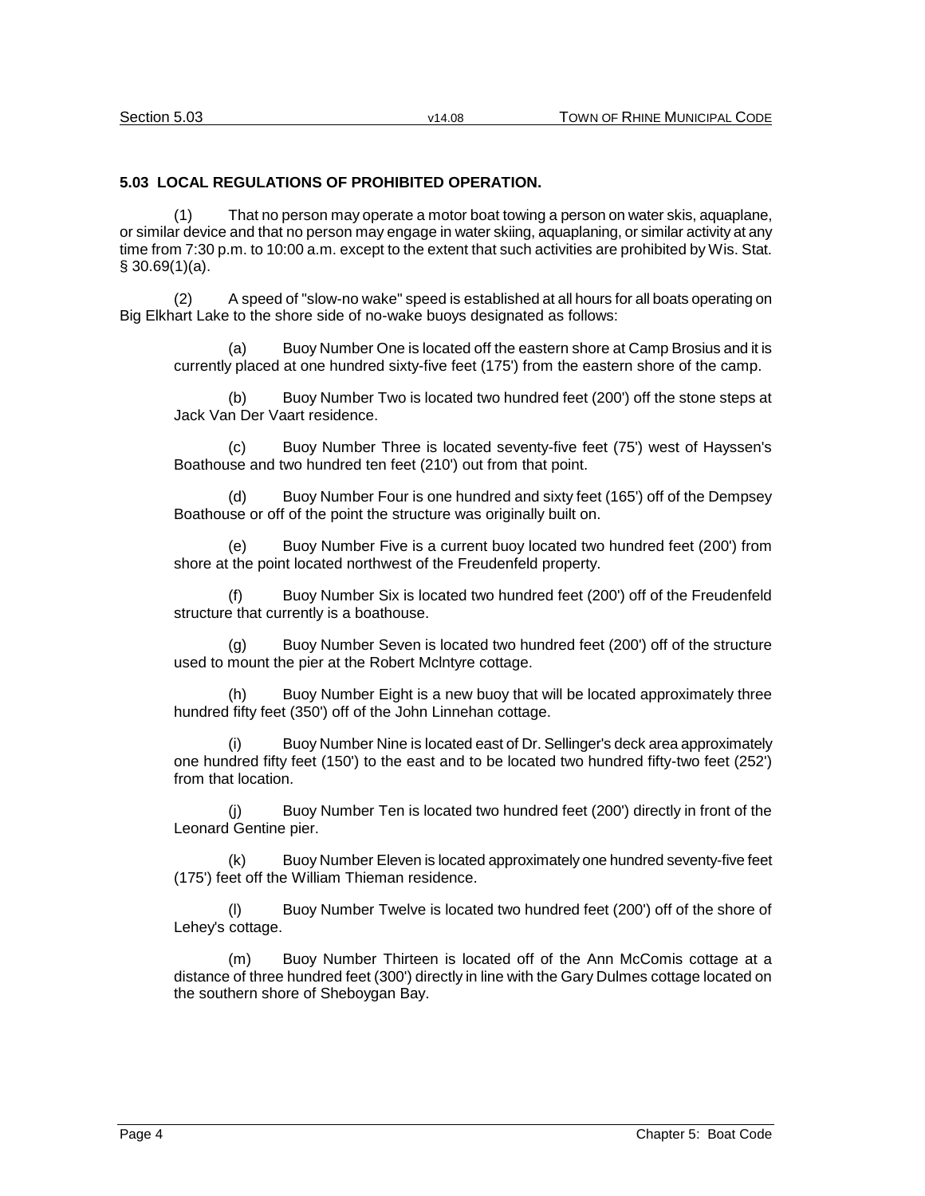### 5.03 LOCAL REGULATIONS OF PROHIBITED OPERATION.

(1) That no person may operate a motor boat towing a person on water skis, aquaplane, or similar device and that no person may engage in water skiing, aquaplaning, or similar activity at any time from 7:30 p.m. to 10:00 a.m. except to the extent that such activities are prohibited by Wis. Stat. § 30.69(1)(a).

(2) A speed of "slow-no wake" speed is established at all hours for all boats operating on Big Elkhart Lake to the shore side of no-wake buoys designated as follows:

(a) Buoy Number One is located off the eastern shore at Camp Brosius and it is currently placed at one hundred sixty-five feet (175') from the eastern shore of the camp.

(b) Buoy Number Two is located two hundred feet (200') off the stone steps at Jack Van Der Vaart residence.

(c) Buoy Number Three is located seventy-five feet (75') west of Hayssen's Boathouse and two hundred ten feet (210') out from that point.

(d) Buoy Number Four is one hundred and sixty feet (165') off of the Dempsey Boathouse or off of the point the structure was originally built on.

(e) Buoy Number Five is a current buoy located two hundred feet (200') from shore at the point located northwest of the Freudenfeld property.

(f) Buoy Number Six is located two hundred feet (200') off of the Freudenfeld structure that currently is a boathouse.

(g) Buoy Number Seven is located two hundred feet (200') off of the structure used to mount the pier at the Robert Mclntyre cottage.

(h) Buoy Number Eight is a new buoy that will be located approximately three hundred fifty feet (350') off of the John Linnehan cottage.

(i) Buoy Number Nine is located east of Dr. Sellinger's deck area approximately one hundred fifty feet (150') to the east and to be located two hundred fifty-two feet (252') from that location.

(j) Buoy Number Ten is located two hundred feet (200') directly in front of the Leonard Gentine pier.

(k) Buoy Number Eleven is located approximately one hundred seventy-five feet (175') feet off the William Thieman residence.

(l) Buoy Number Twelve is located two hundred feet (200') off of the shore of Lehey's cottage.

(m) Buoy Number Thirteen is located off of the Ann McComis cottage at a distance of three hundred feet (300') directly in line with the Gary Dulmes cottage located on the southern shore of Sheboygan Bay.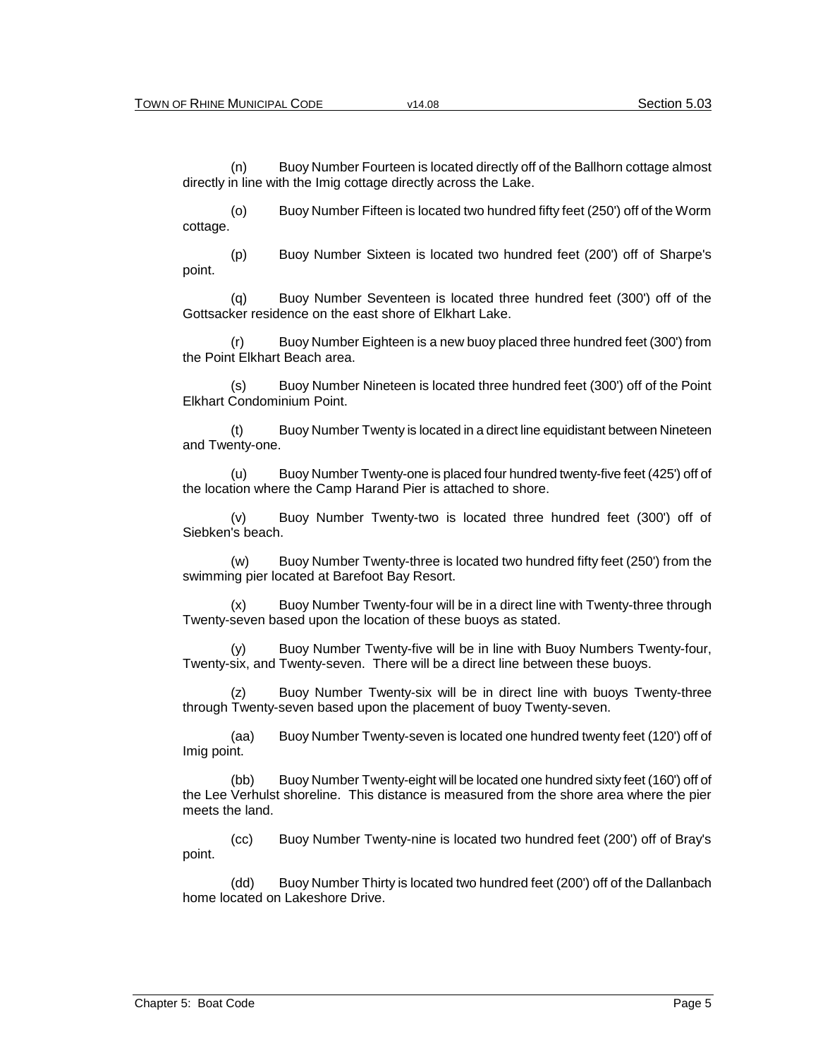(n) Buoy Number Fourteen is located directly off of the Ballhorn cottage almost directly in line with the Imig cottage directly across the Lake.

(o) Buoy Number Fifteen is located two hundred fifty feet (250') off of the Worm cottage.

(p) Buoy Number Sixteen is located two hundred feet (200') off of Sharpe's point.

(q) Buoy Number Seventeen is located three hundred feet (300') off of the Gottsacker residence on the east shore of Elkhart Lake.

(r) Buoy Number Eighteen is a new buoy placed three hundred feet (300') from the Point Elkhart Beach area.

(s) Buoy Number Nineteen is located three hundred feet (300') off of the Point Elkhart Condominium Point.

(t) Buoy Number Twenty is located in a direct line equidistant between Nineteen and Twenty-one.

(u) Buoy Number Twenty-one is placed four hundred twenty-five feet (425') off of the location where the Camp Harand Pier is attached to shore.

(v) Buoy Number Twenty-two is located three hundred feet (300') off of Siebken's beach.

(w) Buoy Number Twenty-three is located two hundred fifty feet (250') from the swimming pier located at Barefoot Bay Resort.

(x) Buoy Number Twenty-four will be in a direct line with Twenty-three through Twenty-seven based upon the location of these buoys as stated.

(y) Buoy Number Twenty-five will be in line with Buoy Numbers Twenty-four, Twenty-six, and Twenty-seven. There will be a direct line between these buoys.

(z) Buoy Number Twenty-six will be in direct line with buoys Twenty-three through Twenty-seven based upon the placement of buoy Twenty-seven.

(aa) Buoy Number Twenty-seven is located one hundred twenty feet (120') off of Imig point.

(bb) Buoy Number Twenty-eight will be located one hundred sixty feet (160') off of the Lee Verhulst shoreline. This distance is measured from the shore area where the pier meets the land.

(cc) Buoy Number Twenty-nine is located two hundred feet (200') off of Bray's point.

(dd) Buoy Number Thirty is located two hundred feet (200') off of the Dallanbach home located on Lakeshore Drive.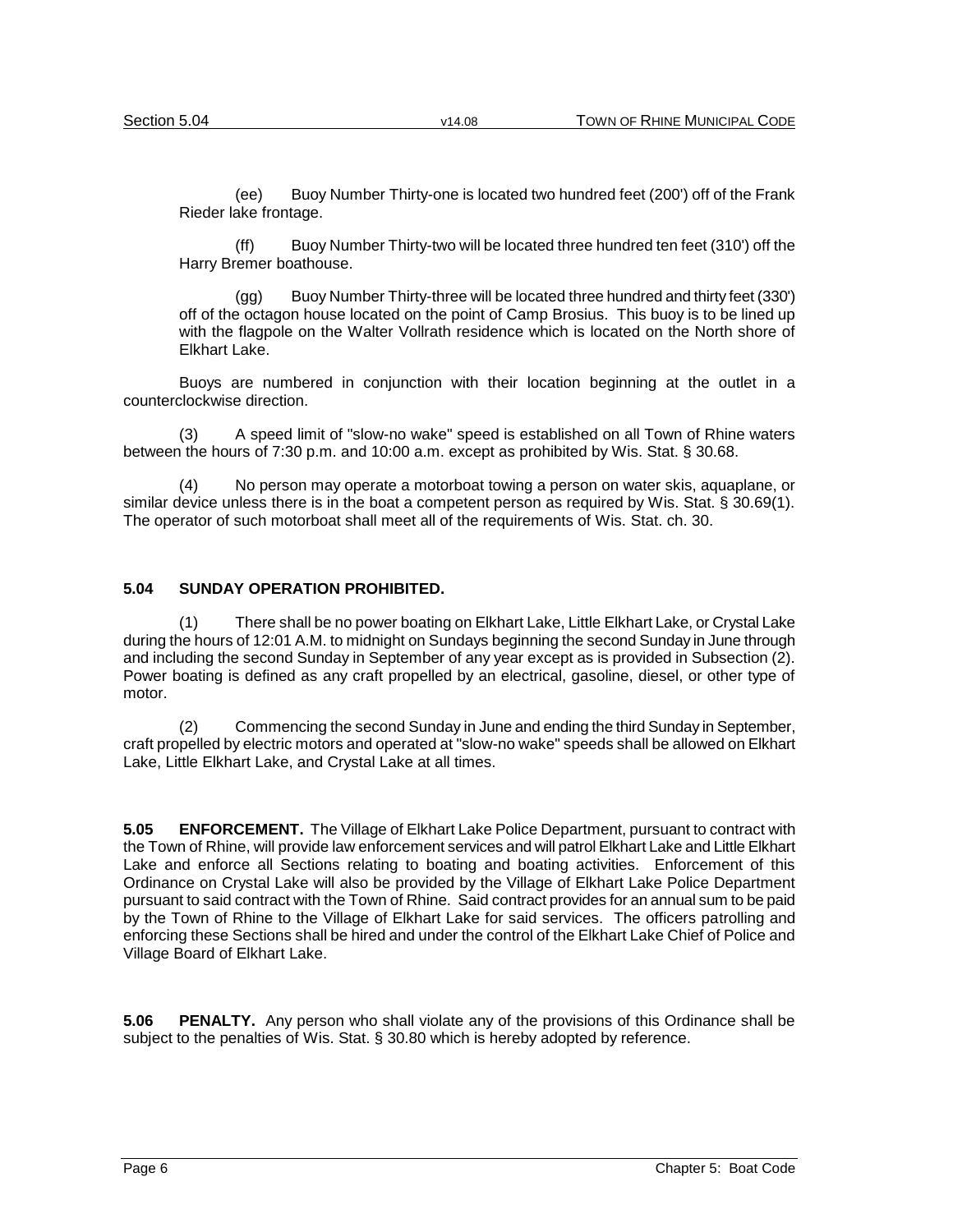(ee) Buoy Number Thirty-one is located two hundred feet (200') off of the Frank Rieder lake frontage.

(ff) Buoy Number Thirty-two will be located three hundred ten feet (310') off the Harry Bremer boathouse.

(gg) Buoy Number Thirty-three will be located three hundred and thirty feet (330') off of the octagon house located on the point of Camp Brosius. This buoy is to be lined up with the flagpole on the Walter Vollrath residence which is located on the North shore of Elkhart Lake.

Buoys are numbered in conjunction with their location beginning at the outlet in a counterclockwise direction.

(3) A speed limit of "slow-no wake" speed is established on all Town of Rhine waters between the hours of 7:30 p.m. and 10:00 a.m. except as prohibited by Wis. Stat. § 30.68.

(4) No person may operate a motorboat towing a person on water skis, aquaplane, or similar device unless there is in the boat a competent person as required by Wis. Stat. § 30.69(1). The operator of such motorboat shall meet all of the requirements of Wis. Stat. ch. 30.

## 5.04 SUNDAY OPERATION PROHIBITED.

(1) There shall be no power boating on Elkhart Lake, Little Elkhart Lake, or Crystal Lake during the hours of 12:01 A.M. to midnight on Sundays beginning the second Sunday in June through and including the second Sunday in September of any year except as is provided in Subsection (2). Power boating is defined as any craft propelled by an electrical, gasoline, diesel, or other type of motor.

(2) Commencing the second Sunday in June and ending the third Sunday in September, craft propelled by electric motors and operated at "slow-no wake" speeds shall be allowed on Elkhart Lake, Little Elkhart Lake, and Crystal Lake at all times.

**5.05 ENFORCEMENT.** The Village of Elkhart Lake Police Department, pursuant to contract with the Town of Rhine, will provide law enforcement services and will patrol Elkhart Lake and Little Elkhart Lake and enforce all Sections relating to boating and boating activities. Enforcement of this Ordinance on Crystal Lake will also be provided by the Village of Elkhart Lake Police Department pursuant to said contract with the Town of Rhine. Said contract provides for an annual sum to be paid by the Town of Rhine to the Village of Elkhart Lake for said services. The officers patrolling and enforcing these Sections shall be hired and under the control of the Elkhart Lake Chief of Police and Village Board of Elkhart Lake.

**5.06 PENALTY.** Any person who shall violate any of the provisions of this Ordinance shall be subject to the penalties of Wis. Stat. § 30.80 which is hereby adopted by reference.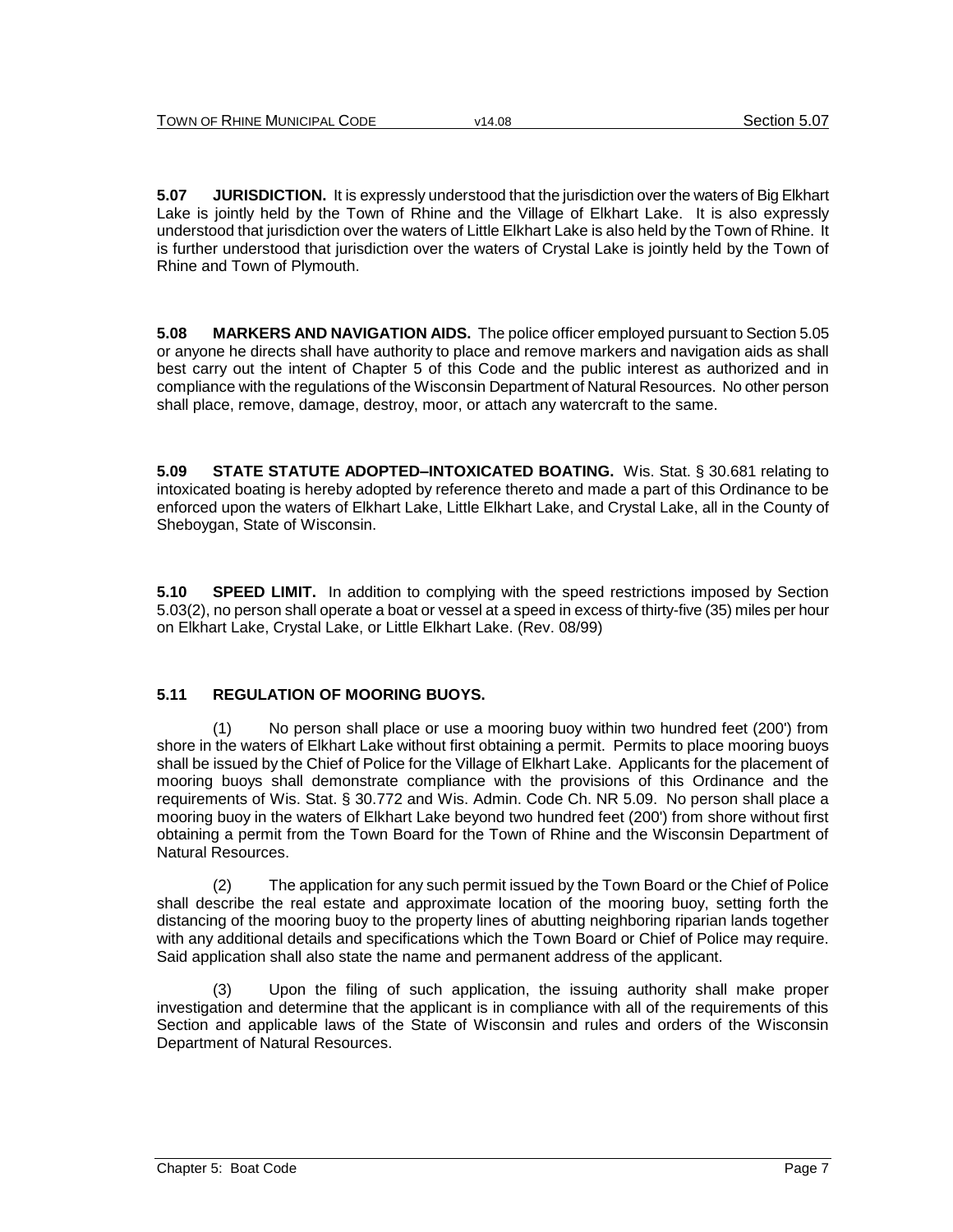**5.07 JURISDICTION.** It is expressly understood that the jurisdiction over the waters of Big Elkhart Lake is jointly held by the Town of Rhine and the Village of Elkhart Lake. It is also expressly understood that jurisdiction over the waters of Little Elkhart Lake is also held by the Town of Rhine. It is further understood that jurisdiction over the waters of Crystal Lake is jointly held by the Town of Rhine and Town of Plymouth.

**5.08 MARKERS AND NAVIGATION AIDS.** The police officer employed pursuant to Section 5.05 or anyone he directs shall have authority to place and remove markers and navigation aids as shall best carry out the intent of Chapter 5 of this Code and the public interest as authorized and in compliance with the regulations of the Wisconsin Department of Natural Resources. No other person shall place, remove, damage, destroy, moor, or attach any watercraft to the same.

**5.09 STATE STATUTE ADOPTED–INTOXICATED BOATING.** Wis. Stat. § 30.681 relating to intoxicated boating is hereby adopted by reference thereto and made a part of this Ordinance to be enforced upon the waters of Elkhart Lake, Little Elkhart Lake, and Crystal Lake, all in the County of Sheboygan, State of Wisconsin.

**5.10 SPEED LIMIT.** In addition to complying with the speed restrictions imposed by Section 5.03(2), no person shall operate a boat or vessel at a speed in excess of thirty-five (35) miles per hour on Elkhart Lake, Crystal Lake, or Little Elkhart Lake. (Rev. 08/99)

**5.11 REGULATION OF MOORING BUOYS.**

(1) No person shall place or use a mooring buoy within two hundred feet (200') from shore in the waters of Elkhart Lake without first obtaining a permit. Permits to place mooring buoys shall be issued by the Chief of Police for the Village of Elkhart Lake. Applicants for the placement of mooring buoys shall demonstrate compliance with the provisions of this Ordinance and the requirements of Wis. Stat. § 30.772 and Wis. Admin. Code Ch. NR 5.09. No person shall place a mooring buoy in the waters of Elkhart Lake beyond two hundred feet (200') from shore without first obtaining a permit from the Town Board for the Town of Rhine and the Wisconsin Department of Natural Resources.

(2) The application for any such permit issued by the Town Board or the Chief of Police shall describe the real estate and approximate location of the mooring buoy, setting forth the distancing of the mooring buoy to the property lines of abutting neighboring riparian lands together with any additional details and specifications which the Town Board or Chief of Police may require. Said application shall also state the name and permanent address of the applicant.

(3) Upon the filing of such application, the issuing authority shall make proper investigation and determine that the applicant is in compliance with all of the requirements of this Section and applicable laws of the State of Wisconsin and rules and orders of the Wisconsin Department of Natural Resources.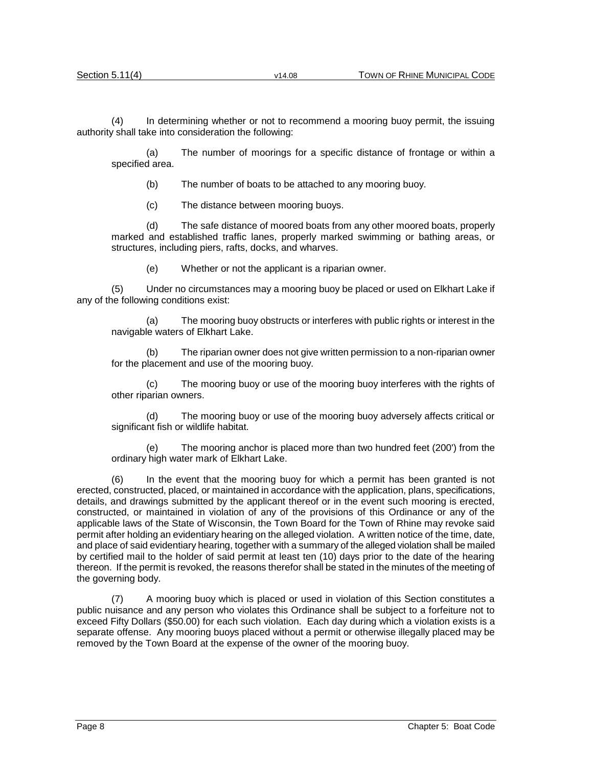(4) In determining whether or not to recommend a mooring buoy permit, the issuing authority shall take into consideration the following:

(a) The number of moorings for a specific distance of frontage or within a specified area.

(b) The number of boats to be attached to any mooring buoy.

(c) The distance between mooring buoys.

(d) The safe distance of moored boats from any other moored boats, properly marked and established traffic lanes, properly marked swimming or bathing areas, or structures, including piers, rafts, docks, and wharves.

(e) Whether or not the applicant is a riparian owner.

(5) Under no circumstances may a mooring buoy be placed or used on Elkhart Lake if any of the following conditions exist:

(a) The mooring buoy obstructs or interferes with public rights or interest in the navigable waters of Elkhart Lake.

(b) The riparian owner does not give written permission to a non-riparian owner for the placement and use of the mooring buoy.

(c) The mooring buoy or use of the mooring buoy interferes with the rights of other riparian owners.

(d) The mooring buoy or use of the mooring buoy adversely affects critical or significant fish or wildlife habitat.

(e) The mooring anchor is placed more than two hundred feet (200') from the ordinary high water mark of Elkhart Lake.

(6) In the event that the mooring buoy for which a permit has been granted is not erected, constructed, placed, or maintained in accordance with the application, plans, specifications, details, and drawings submitted by the applicant thereof or in the event such mooring is erected, constructed, or maintained in violation of any of the provisions of this Ordinance or any of the applicable laws of the State of Wisconsin, the Town Board for the Town of Rhine may revoke said permit after holding an evidentiary hearing on the alleged violation. A written notice of the time, date, and place of said evidentiary hearing, together with a summary of the alleged violation shall be mailed by certified mail to the holder of said permit at least ten (10) days prior to the date of the hearing thereon. If the permit is revoked, the reasons therefor shall be stated in the minutes of the meeting of the governing body.

(7) A mooring buoy which is placed or used in violation of this Section constitutes a public nuisance and any person who violates this Ordinance shall be subject to a forfeiture not to exceed Fifty Dollars ($50.00) for each such violation. Each day during which a violation exists is a separate offense. Any mooring buoys placed without a permit or otherwise illegally placed may be removed by the Town Board at the expense of the owner of the mooring buoy.